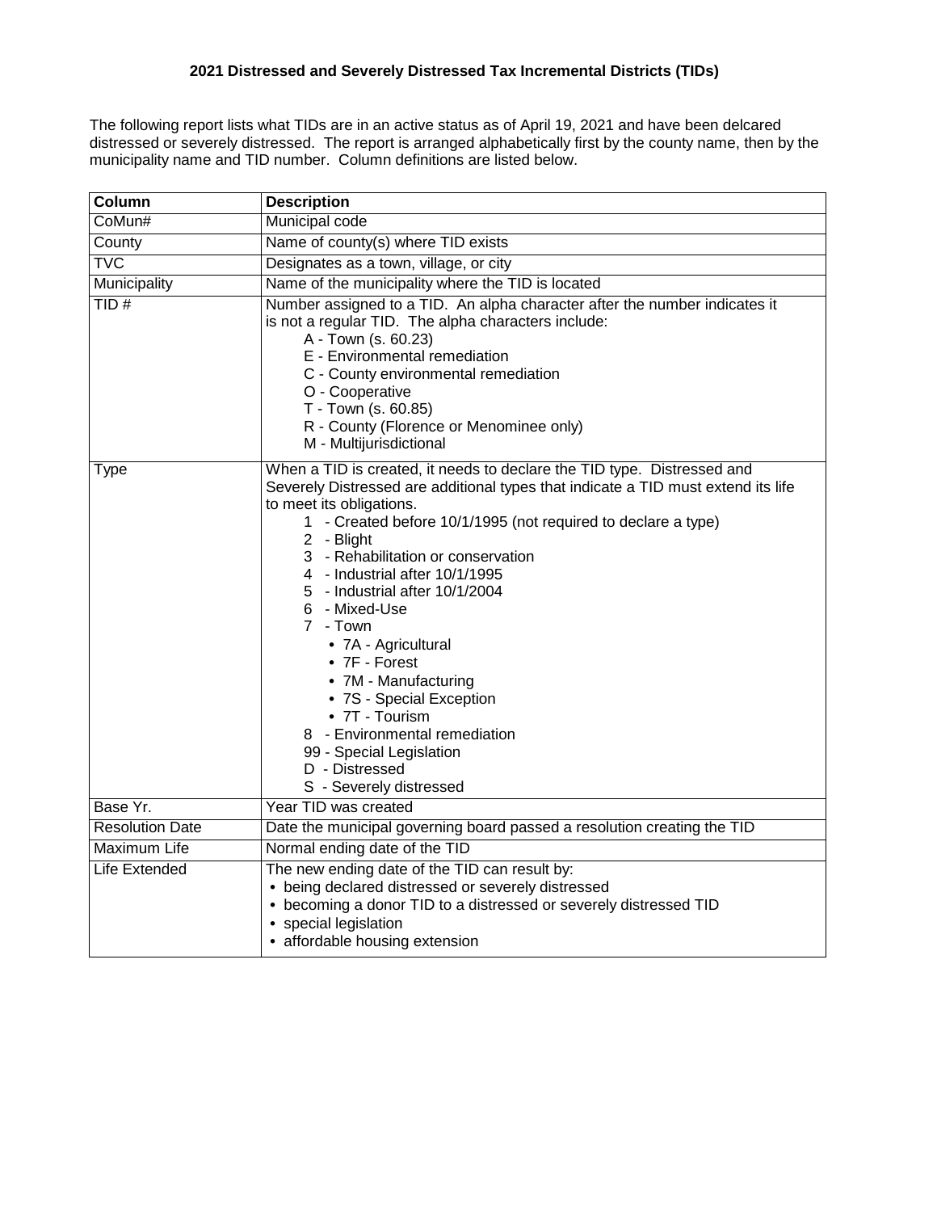# 2021 Distressed and Severely Distressed Tax Incremental Districts (TIDs)

The following report lists what TIDs are in an active status as of April 19, 2021 and have been delcared distressed or severely distressed. The report is arranged alphabetically first by the county name, then by the municipality name and TID number. Column definitions are listed below.

| Column | Description |
|---|---|
| CoMun# | Municipal code |
| County | Name of county(s) where TID exists |
| TVC | Designates as a town, village, or city |
| Municipality | Name of the municipality where the TID is located |
| TID # | Number assigned to a TID. An alpha character after the number indicates it is not a regular TID. The alpha characters include:<br>A - Town (s. 60.23)<br>E - Environmental remediation<br>C - County environmental remediation<br>O - Cooperative<br>T - Town (s. 60.85)<br>R - County (Florence or Menominee only)<br>M - Multijurisdictional |
| Type | When a TID is created, it needs to declare the TID type. Distressed and Severely Distressed are additional types that indicate a TID must extend its life to meet its obligations.<br>1 - Created before 10/1/1995 (not required to declare a type)<br>2 - Blight<br>3 - Rehabilitation or conservation<br>4 - Industrial after 10/1/1995<br>5 - Industrial after 10/1/2004<br>6 - Mixed-Use<br>7 - Town<br>• 7A - Agricultural<br>• 7F - Forest<br>• 7M - Manufacturing<br>• 7S - Special Exception<br>• 7T - Tourism<br>8 - Environmental remediation<br>99 - Special Legislation<br>D - Distressed<br>S - Severely distressed |
| Base Yr. | Year TID was created |
| Resolution Date | Date the municipal governing board passed a resolution creating the TID |
| Maximum Life | Normal ending date of the TID |
| Life Extended | The new ending date of the TID can result by:<br>• being declared distressed or severely distressed<br>• becoming a donor TID to a distressed or severely distressed TID<br>• special legislation<br>• affordable housing extension |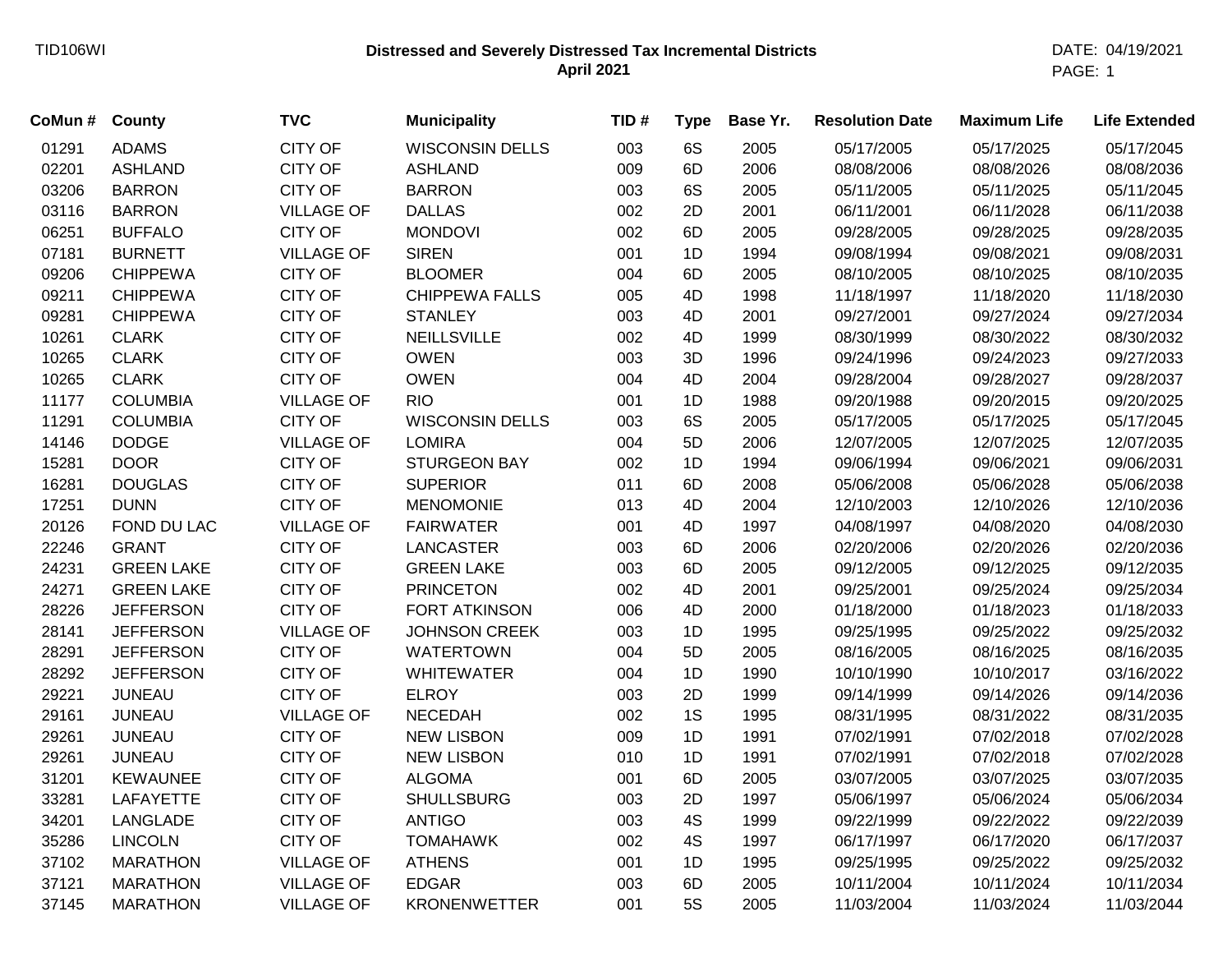# Distressed and Severely Distressed Tax Incremental Districts

**April 2021**

DATE: 04/19/2021

| CoMun # | County | TVC | Municipality | TID # | Type | Base Yr. | Resolution Date | Maximum Life | Life Extended |
|---|---|---|---|---|---|---|---|---|---|
| 01291 | ADAMS | CITY OF | WISCONSIN DELLS | 003 | 6S | 2005 | 05/17/2005 | 05/17/2025 | 05/17/2045 |
| 02201 | ASHLAND | CITY OF | ASHLAND | 009 | 6D | 2006 | 08/08/2006 | 08/08/2026 | 08/08/2036 |
| 03206 | BARRON | CITY OF | BARRON | 003 | 6S | 2005 | 05/11/2005 | 05/11/2025 | 05/11/2045 |
| 03116 | BARRON | VILLAGE OF | DALLAS | 002 | 2D | 2001 | 06/11/2001 | 06/11/2028 | 06/11/2038 |
| 06251 | BUFFALO | CITY OF | MONDOVI | 002 | 6D | 2005 | 09/28/2005 | 09/28/2025 | 09/28/2035 |
| 07181 | BURNETT | VILLAGE OF | SIREN | 001 | 1D | 1994 | 09/08/1994 | 09/08/2021 | 09/08/2031 |
| 09206 | CHIPPEWA | CITY OF | BLOOMER | 004 | 6D | 2005 | 08/10/2005 | 08/10/2025 | 08/10/2035 |
| 09211 | CHIPPEWA | CITY OF | CHIPPEWA FALLS | 005 | 4D | 1998 | 11/18/1997 | 11/18/2020 | 11/18/2030 |
| 09281 | CHIPPEWA | CITY OF | STANLEY | 003 | 4D | 2001 | 09/27/2001 | 09/27/2024 | 09/27/2034 |
| 10261 | CLARK | CITY OF | NEILLSVILLE | 002 | 4D | 1999 | 08/30/1999 | 08/30/2022 | 08/30/2032 |
| 10265 | CLARK | CITY OF | OWEN | 003 | 3D | 1996 | 09/24/1996 | 09/24/2023 | 09/27/2033 |
| 10265 | CLARK | CITY OF | OWEN | 004 | 4D | 2004 | 09/28/2004 | 09/28/2027 | 09/28/2037 |
| 11177 | COLUMBIA | VILLAGE OF | RIO | 001 | 1D | 1988 | 09/20/1988 | 09/20/2015 | 09/20/2025 |
| 11291 | COLUMBIA | CITY OF | WISCONSIN DELLS | 003 | 6S | 2005 | 05/17/2005 | 05/17/2025 | 05/17/2045 |
| 14146 | DODGE | VILLAGE OF | LOMIRA | 004 | 5D | 2006 | 12/07/2005 | 12/07/2025 | 12/07/2035 |
| 15281 | DOOR | CITY OF | STURGEON BAY | 002 | 1D | 1994 | 09/06/1994 | 09/06/2021 | 09/06/2031 |
| 16281 | DOUGLAS | CITY OF | SUPERIOR | 011 | 6D | 2008 | 05/06/2008 | 05/06/2028 | 05/06/2038 |
| 17251 | DUNN | CITY OF | MENOMONIE | 013 | 4D | 2004 | 12/10/2003 | 12/10/2026 | 12/10/2036 |
| 20126 | FOND DU LAC | VILLAGE OF | FAIRWATER | 001 | 4D | 1997 | 04/08/1997 | 04/08/2020 | 04/08/2030 |
| 22246 | GRANT | CITY OF | LANCASTER | 003 | 6D | 2006 | 02/20/2006 | 02/20/2026 | 02/20/2036 |
| 24231 | GREEN LAKE | CITY OF | GREEN LAKE | 003 | 6D | 2005 | 09/12/2005 | 09/12/2025 | 09/12/2035 |
| 24271 | GREEN LAKE | CITY OF | PRINCETON | 002 | 4D | 2001 | 09/25/2001 | 09/25/2024 | 09/25/2034 |
| 28226 | JEFFERSON | CITY OF | FORT ATKINSON | 006 | 4D | 2000 | 01/18/2000 | 01/18/2023 | 01/18/2033 |
| 28141 | JEFFERSON | VILLAGE OF | JOHNSON CREEK | 003 | 1D | 1995 | 09/25/1995 | 09/25/2022 | 09/25/2032 |
| 28291 | JEFFERSON | CITY OF | WATERTOWN | 004 | 5D | 2005 | 08/16/2005 | 08/16/2025 | 08/16/2035 |
| 28292 | JEFFERSON | CITY OF | WHITEWATER | 004 | 1D | 1990 | 10/10/1990 | 10/10/2017 | 03/16/2022 |
| 29221 | JUNEAU | CITY OF | ELROY | 003 | 2D | 1999 | 09/14/1999 | 09/14/2026 | 09/14/2036 |
| 29161 | JUNEAU | VILLAGE OF | NECEDAH | 002 | 1S | 1995 | 08/31/1995 | 08/31/2022 | 08/31/2035 |
| 29261 | JUNEAU | CITY OF | NEW LISBON | 009 | 1D | 1991 | 07/02/1991 | 07/02/2018 | 07/02/2028 |
| 29261 | JUNEAU | CITY OF | NEW LISBON | 010 | 1D | 1991 | 07/02/1991 | 07/02/2018 | 07/02/2028 |
| 31201 | KEWAUNEE | CITY OF | ALGOMA | 001 | 6D | 2005 | 03/07/2005 | 03/07/2025 | 03/07/2035 |
| 33281 | LAFAYETTE | CITY OF | SHULLSBURG | 003 | 2D | 1997 | 05/06/1997 | 05/06/2024 | 05/06/2034 |
| 34201 | LANGLADE | CITY OF | ANTIGO | 003 | 4S | 1999 | 09/22/1999 | 09/22/2022 | 09/22/2039 |
| 35286 | LINCOLN | CITY OF | TOMAHAWK | 002 | 4S | 1997 | 06/17/1997 | 06/17/2020 | 06/17/2037 |
| 37102 | MARATHON | VILLAGE OF | ATHENS | 001 | 1D | 1995 | 09/25/1995 | 09/25/2022 | 09/25/2032 |
| 37121 | MARATHON | VILLAGE OF | EDGAR | 003 | 6D | 2005 | 10/11/2004 | 10/11/2024 | 10/11/2034 |
| 37145 | MARATHON | VILLAGE OF | KRONENWETTER | 001 | 5S | 2005 | 11/03/2004 | 11/03/2024 | 11/03/2044 |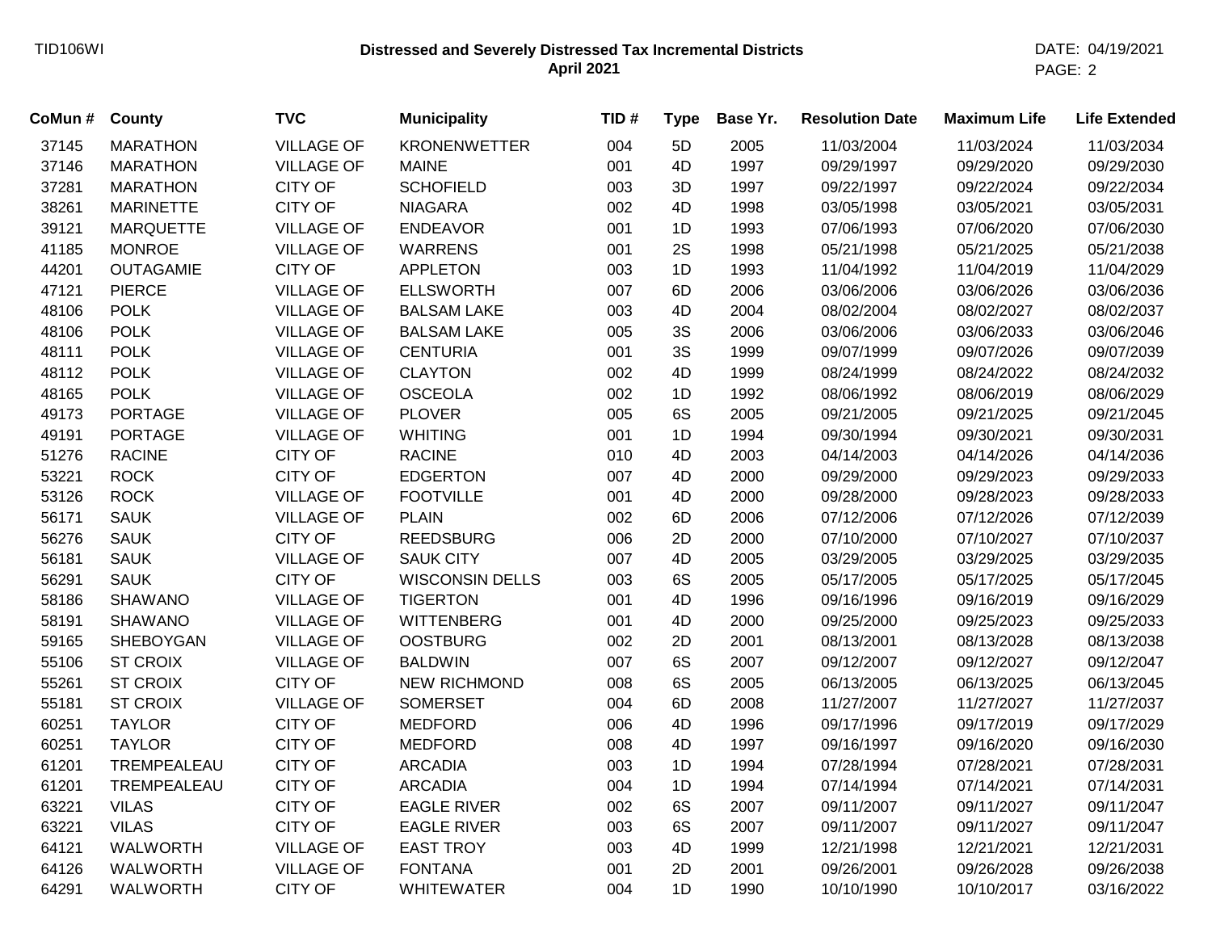# Distressed and Severely Distressed Tax Incremental Districts

**April 2021**

| CoMun # | County | TVC | Municipality | TID # | Type | Base Yr. | Resolution Date | Maximum Life | Life Extended |
|---|---|---|---|---|---|---|---|---|---|
| 37145 | MARATHON | VILLAGE OF | KRONENWETTER | 004 | 5D | 2005 | 11/03/2004 | 11/03/2024 | 11/03/2034 |
| 37146 | MARATHON | VILLAGE OF | MAINE | 001 | 4D | 1997 | 09/29/1997 | 09/29/2020 | 09/29/2030 |
| 37281 | MARATHON | CITY OF | SCHOFIELD | 003 | 3D | 1997 | 09/22/1997 | 09/22/2024 | 09/22/2034 |
| 38261 | MARINETTE | CITY OF | NIAGARA | 002 | 4D | 1998 | 03/05/1998 | 03/05/2021 | 03/05/2031 |
| 39121 | MARQUETTE | VILLAGE OF | ENDEAVOR | 001 | 1D | 1993 | 07/06/1993 | 07/06/2020 | 07/06/2030 |
| 41185 | MONROE | VILLAGE OF | WARRENS | 001 | 2S | 1998 | 05/21/1998 | 05/21/2025 | 05/21/2038 |
| 44201 | OUTAGAMIE | CITY OF | APPLETON | 003 | 1D | 1993 | 11/04/1992 | 11/04/2019 | 11/04/2029 |
| 47121 | PIERCE | VILLAGE OF | ELLSWORTH | 007 | 6D | 2006 | 03/06/2006 | 03/06/2026 | 03/06/2036 |
| 48106 | POLK | VILLAGE OF | BALSAM LAKE | 003 | 4D | 2004 | 08/02/2004 | 08/02/2027 | 08/02/2037 |
| 48106 | POLK | VILLAGE OF | BALSAM LAKE | 005 | 3S | 2006 | 03/06/2006 | 03/06/2033 | 03/06/2046 |
| 48111 | POLK | VILLAGE OF | CENTURIA | 001 | 3S | 1999 | 09/07/1999 | 09/07/2026 | 09/07/2039 |
| 48112 | POLK | VILLAGE OF | CLAYTON | 002 | 4D | 1999 | 08/24/1999 | 08/24/2022 | 08/24/2032 |
| 48165 | POLK | VILLAGE OF | OSCEOLA | 002 | 1D | 1992 | 08/06/1992 | 08/06/2019 | 08/06/2029 |
| 49173 | PORTAGE | VILLAGE OF | PLOVER | 005 | 6S | 2005 | 09/21/2005 | 09/21/2025 | 09/21/2045 |
| 49191 | PORTAGE | VILLAGE OF | WHITING | 001 | 1D | 1994 | 09/30/1994 | 09/30/2021 | 09/30/2031 |
| 51276 | RACINE | CITY OF | RACINE | 010 | 4D | 2003 | 04/14/2003 | 04/14/2026 | 04/14/2036 |
| 53221 | ROCK | CITY OF | EDGERTON | 007 | 4D | 2000 | 09/29/2000 | 09/29/2023 | 09/29/2033 |
| 53126 | ROCK | VILLAGE OF | FOOTVILLE | 001 | 4D | 2000 | 09/28/2000 | 09/28/2023 | 09/28/2033 |
| 56171 | SAUK | VILLAGE OF | PLAIN | 002 | 6D | 2006 | 07/12/2006 | 07/12/2026 | 07/12/2039 |
| 56276 | SAUK | CITY OF | REEDSBURG | 006 | 2D | 2000 | 07/10/2000 | 07/10/2027 | 07/10/2037 |
| 56181 | SAUK | VILLAGE OF | SAUK CITY | 007 | 4D | 2005 | 03/29/2005 | 03/29/2025 | 03/29/2035 |
| 56291 | SAUK | CITY OF | WISCONSIN DELLS | 003 | 6S | 2005 | 05/17/2005 | 05/17/2025 | 05/17/2045 |
| 58186 | SHAWANO | VILLAGE OF | TIGERTON | 001 | 4D | 1996 | 09/16/1996 | 09/16/2019 | 09/16/2029 |
| 58191 | SHAWANO | VILLAGE OF | WITTENBERG | 001 | 4D | 2000 | 09/25/2000 | 09/25/2023 | 09/25/2033 |
| 59165 | SHEBOYGAN | VILLAGE OF | OOSTBURG | 002 | 2D | 2001 | 08/13/2001 | 08/13/2028 | 08/13/2038 |
| 55106 | ST CROIX | VILLAGE OF | BALDWIN | 007 | 6S | 2007 | 09/12/2007 | 09/12/2027 | 09/12/2047 |
| 55261 | ST CROIX | CITY OF | NEW RICHMOND | 008 | 6S | 2005 | 06/13/2005 | 06/13/2025 | 06/13/2045 |
| 55181 | ST CROIX | VILLAGE OF | SOMERSET | 004 | 6D | 2008 | 11/27/2007 | 11/27/2027 | 11/27/2037 |
| 60251 | TAYLOR | CITY OF | MEDFORD | 006 | 4D | 1996 | 09/17/1996 | 09/17/2019 | 09/17/2029 |
| 60251 | TAYLOR | CITY OF | MEDFORD | 008 | 4D | 1997 | 09/16/1997 | 09/16/2020 | 09/16/2030 |
| 61201 | TREMPEALEAU | CITY OF | ARCADIA | 003 | 1D | 1994 | 07/28/1994 | 07/28/2021 | 07/28/2031 |
| 61201 | TREMPEALEAU | CITY OF | ARCADIA | 004 | 1D | 1994 | 07/14/1994 | 07/14/2021 | 07/14/2031 |
| 63221 | VILAS | CITY OF | EAGLE RIVER | 002 | 6S | 2007 | 09/11/2007 | 09/11/2027 | 09/11/2047 |
| 63221 | VILAS | CITY OF | EAGLE RIVER | 003 | 6S | 2007 | 09/11/2007 | 09/11/2027 | 09/11/2047 |
| 64121 | WALWORTH | VILLAGE OF | EAST TROY | 003 | 4D | 1999 | 12/21/1998 | 12/21/2021 | 12/21/2031 |
| 64126 | WALWORTH | VILLAGE OF | FONTANA | 001 | 2D | 2001 | 09/26/2001 | 09/26/2028 | 09/26/2038 |
| 64291 | WALWORTH | CITY OF | WHITEWATER | 004 | 1D | 1990 | 10/10/1990 | 10/10/2017 | 03/16/2022 |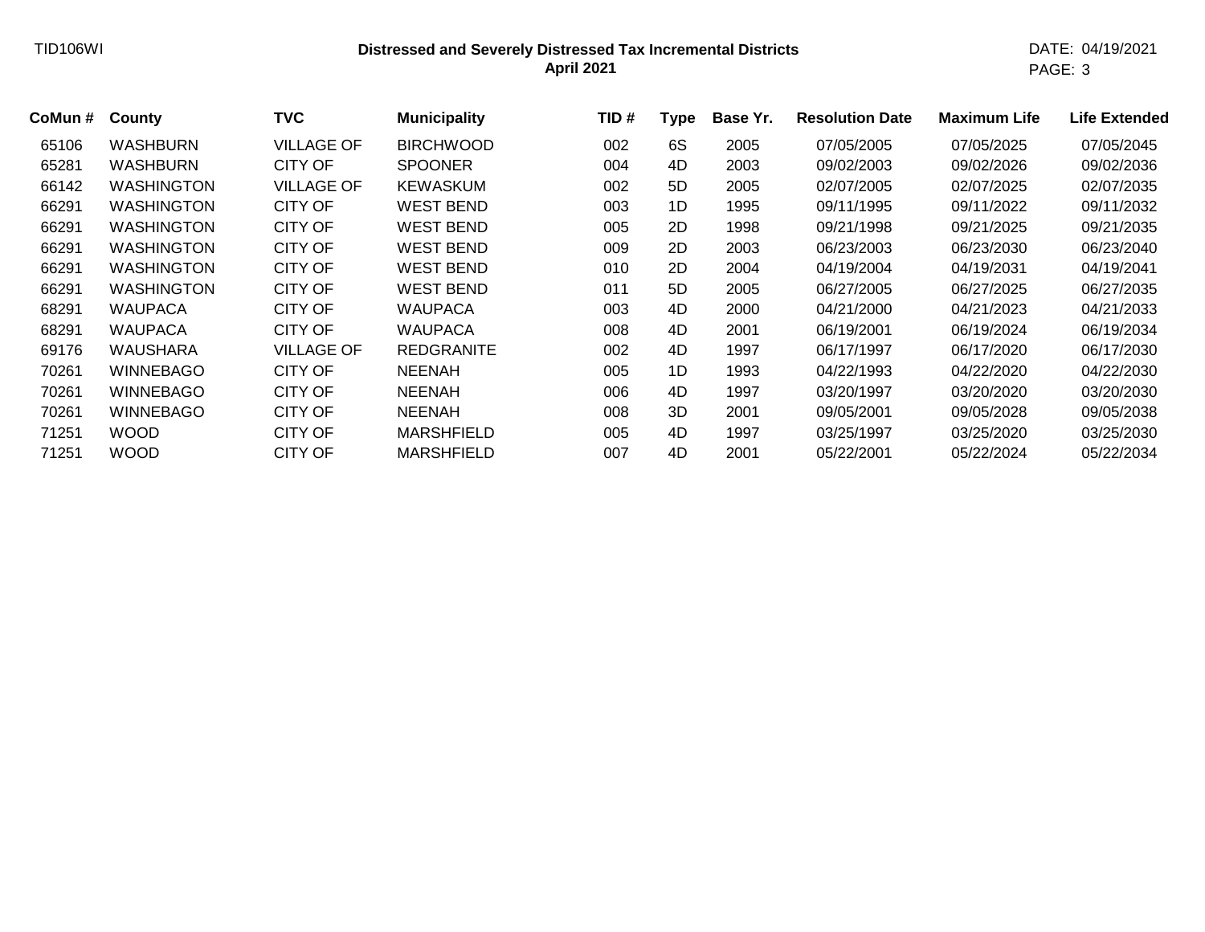| CoMun # | County | TVC | Municipality | TID # | Type | Base Yr. | Resolution Date | Maximum Life | Life Extended |
|---|---|---|---|---|---|---|---|---|---|
| 65106 | WASHBURN | VILLAGE OF | BIRCHWOOD | 002 | 6S | 2005 | 07/05/2005 | 07/05/2025 | 07/05/2045 |
| 65281 | WASHBURN | CITY OF | SPOONER | 004 | 4D | 2003 | 09/02/2003 | 09/02/2026 | 09/02/2036 |
| 66142 | WASHINGTON | VILLAGE OF | KEWASKUM | 002 | 5D | 2005 | 02/07/2005 | 02/07/2025 | 02/07/2035 |
| 66291 | WASHINGTON | CITY OF | WEST BEND | 003 | 1D | 1995 | 09/11/1995 | 09/11/2022 | 09/11/2032 |
| 66291 | WASHINGTON | CITY OF | WEST BEND | 005 | 2D | 1998 | 09/21/1998 | 09/21/2025 | 09/21/2035 |
| 66291 | WASHINGTON | CITY OF | WEST BEND | 009 | 2D | 2003 | 06/23/2003 | 06/23/2030 | 06/23/2040 |
| 66291 | WASHINGTON | CITY OF | WEST BEND | 010 | 2D | 2004 | 04/19/2004 | 04/19/2031 | 04/19/2041 |
| 66291 | WASHINGTON | CITY OF | WEST BEND | 011 | 5D | 2005 | 06/27/2005 | 06/27/2025 | 06/27/2035 |
| 68291 | WAUPACA | CITY OF | WAUPACA | 003 | 4D | 2000 | 04/21/2000 | 04/21/2023 | 04/21/2033 |
| 68291 | WAUPACA | CITY OF | WAUPACA | 008 | 4D | 2001 | 06/19/2001 | 06/19/2024 | 06/19/2034 |
| 69176 | WAUSHARA | VILLAGE OF | REDGRANITE | 002 | 4D | 1997 | 06/17/1997 | 06/17/2020 | 06/17/2030 |
| 70261 | WINNEBAGO | CITY OF | NEENAH | 005 | 1D | 1993 | 04/22/1993 | 04/22/2020 | 04/22/2030 |
| 70261 | WINNEBAGO | CITY OF | NEENAH | 006 | 4D | 1997 | 03/20/1997 | 03/20/2020 | 03/20/2030 |
| 70261 | WINNEBAGO | CITY OF | NEENAH | 008 | 3D | 2001 | 09/05/2001 | 09/05/2028 | 09/05/2038 |
| 71251 | WOOD | CITY OF | MARSHFIELD | 005 | 4D | 1997 | 03/25/1997 | 03/25/2020 | 03/25/2030 |
| 71251 | WOOD | CITY OF | MARSHFIELD | 007 | 4D | 2001 | 05/22/2001 | 05/22/2024 | 05/22/2034 |